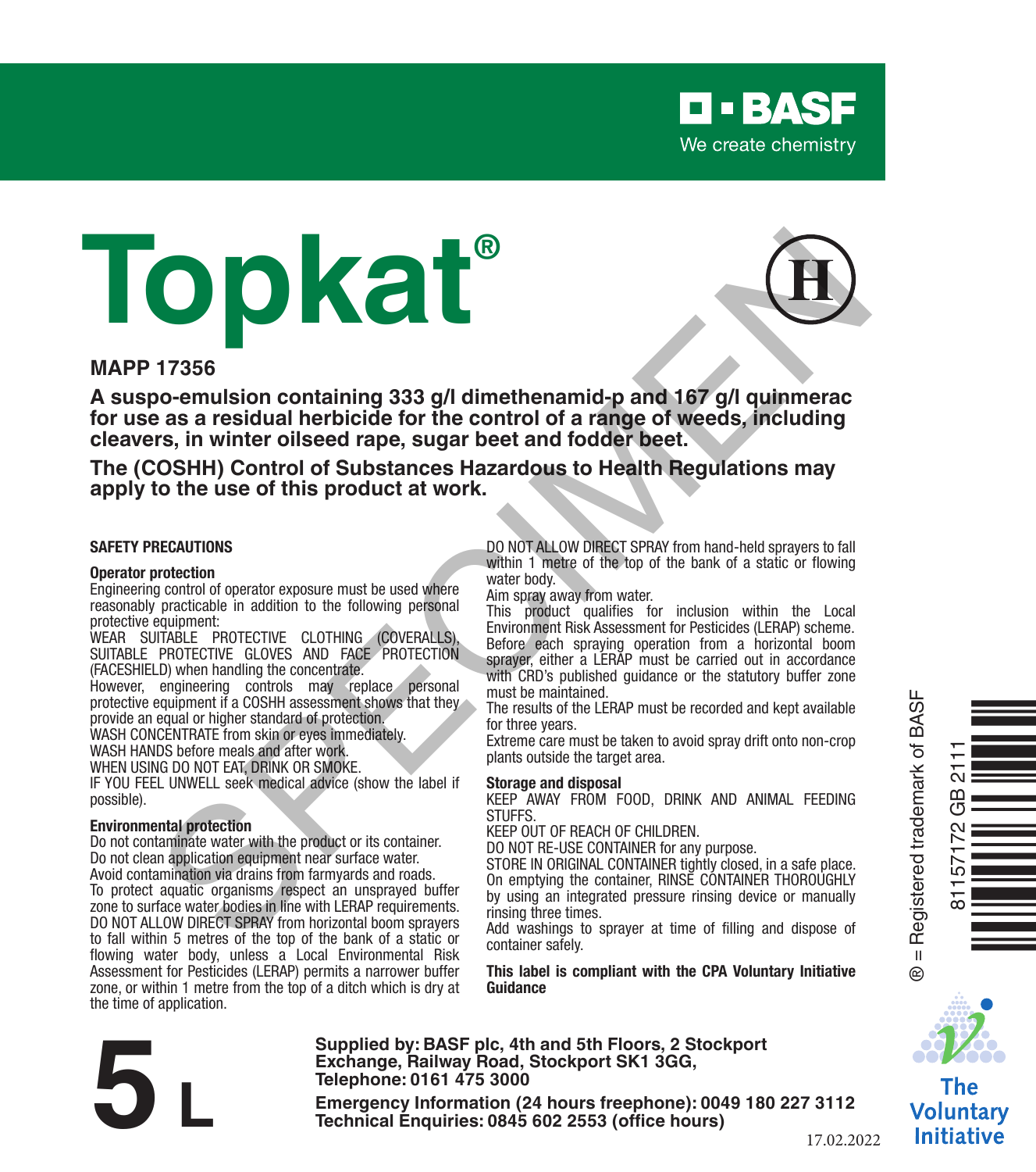BASF

We create chemistry

# Topkat®

H

**MAPP 17356**

**A suspo-emulsion containing 333 g/l dimethenamid-p and 167 g/l quinmerac for use as a residual herbicide for the control of a range of weeds, including cleavers, in winter oilseed rape, sugar beet and fodder beet.**

**The (COSHH) Control of Substances Hazardous to Health Regulations may apply to the use of this product at work.**

SPECIMEN

## SAFETY PRECAUTIONS

### Operator protection

Engineering control of operator exposure must be used where reasonably practicable in addition to the following personal protective equipment:

WEAR SUITABLE PROTECTIVE CLOTHING (COVERALLS), SUITABLE PROTECTIVE GLOVES AND FACE PROTECTION (FACESHIELD) when handling the concentrate.

However, engineering controls may replace personal protective equipment if a COSHH assessment shows that they provide an equal or higher standard of protection.

WASH CONCENTRATE from skin or eyes immediately.

WASH HANDS before meals and after work.

WHEN USING DO NOT EAT, DRINK OR SMOKE.

IF YOU FEEL UNWELL seek medical advice (show the label if possible).

### Environmental protection

Do not contaminate water with the product or its container.

Do not clean application equipment near surface water.

Avoid contamination via drains from farmyards and roads.

To protect aquatic organisms respect an unsprayed buffer zone to surface water bodies in line with LERAP requirements.

DO NOT ALLOW DIRECT SPRAY from horizontal boom sprayers to fall within 5 metres of the top of the bank of a static or flowing water body, unless a Local Environmental Risk Assessment for Pesticides (LERAP) permits a narrower buffer zone, or within 1 metre from the top of a ditch which is dry at the time of application.

DO NOT ALLOW DIRECT SPRAY from hand-held sprayers to fall within 1 metre of the top of the bank of a static or flowing water body.

Aim spray away from water.

This product qualifies for inclusion within the Local Environment Risk Assessment for Pesticides (LERAP) scheme. Before each spraying operation from a horizontal boom sprayer, either a LERAP must be carried out in accordance with CRD's published guidance or the statutory buffer zone must be maintained.

The results of the LERAP must be recorded and kept available for three years.

Extreme care must be taken to avoid spray drift onto non-crop plants outside the target area.

### Storage and disposal

KEEP AWAY FROM FOOD, DRINK AND ANIMAL FEEDING STUFFS.

KEEP OUT OF REACH OF CHILDREN.

DO NOT RE-USE CONTAINER for any purpose.

STORE IN ORIGINAL CONTAINER tightly closed, in a safe place.

On emptying the container, RINSE CONTAINER THOROUGHLY by using an integrated pressure rinsing device or manually rinsing three times.

Add washings to sprayer at time of filling and dispose of container safely.

**This label is compliant with the CPA Voluntary Initiative Guidance**

® = Registered trademark of BASF

81157172 GB 2111

**5 L**

**Supplied by: BASF plc, 4th and 5th Floors, 2 Stockport Exchange, Railway Road, Stockport SK1 3GG, Telephone: 0161 475 3000**

**Emergency Information (24 hours freephone): 0049 180 227 3112**
**Technical Enquiries: 0845 602 2553 (office hours)**

17.02.2022

The Voluntary Initiative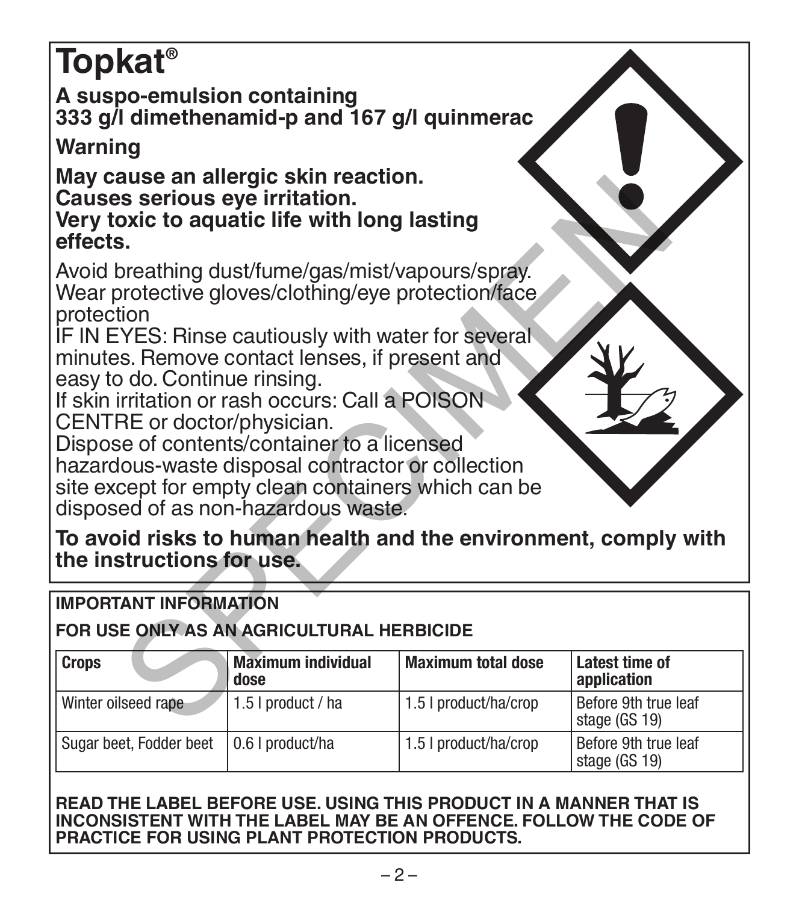# Topkat®

**A suspo-emulsion containing**
**333 g/l dimethenamid-p and 167 g/l quinmerac**

**Warning**

**May cause an allergic skin reaction.**
**Causes serious eye irritation.**
**Very toxic to aquatic life with long lasting effects.**

Avoid breathing dust/fume/gas/mist/vapours/spray.
Wear protective gloves/clothing/eye protection/face protection
IF IN EYES: Rinse cautiously with water for several minutes. Remove contact lenses, if present and easy to do. Continue rinsing.
If skin irritation or rash occurs: Call a POISON CENTRE or doctor/physician.
Dispose of contents/container to a licensed hazardous-waste disposal contractor or collection site except for empty clean containers which can be disposed of as non-hazardous waste.

**To avoid risks to human health and the environment, comply with the instructions for use.**

**IMPORTANT INFORMATION**

**FOR USE ONLY AS AN AGRICULTURAL HERBICIDE**

| Crops | Maximum individual dose | Maximum total dose | Latest time of application |
|---|---|---|---|
| Winter oilseed rape | 1.5 l product / ha | 1.5 l product/ha/crop | Before 9th true leaf stage (GS 19) |
| Sugar beet, Fodder beet | 0.6 l product/ha | 1.5 l product/ha/crop | Before 9th true leaf stage (GS 19) |

**READ THE LABEL BEFORE USE. USING THIS PRODUCT IN A MANNER THAT IS INCONSISTENT WITH THE LABEL MAY BE AN OFFENCE. FOLLOW THE CODE OF PRACTICE FOR USING PLANT PROTECTION PRODUCTS.**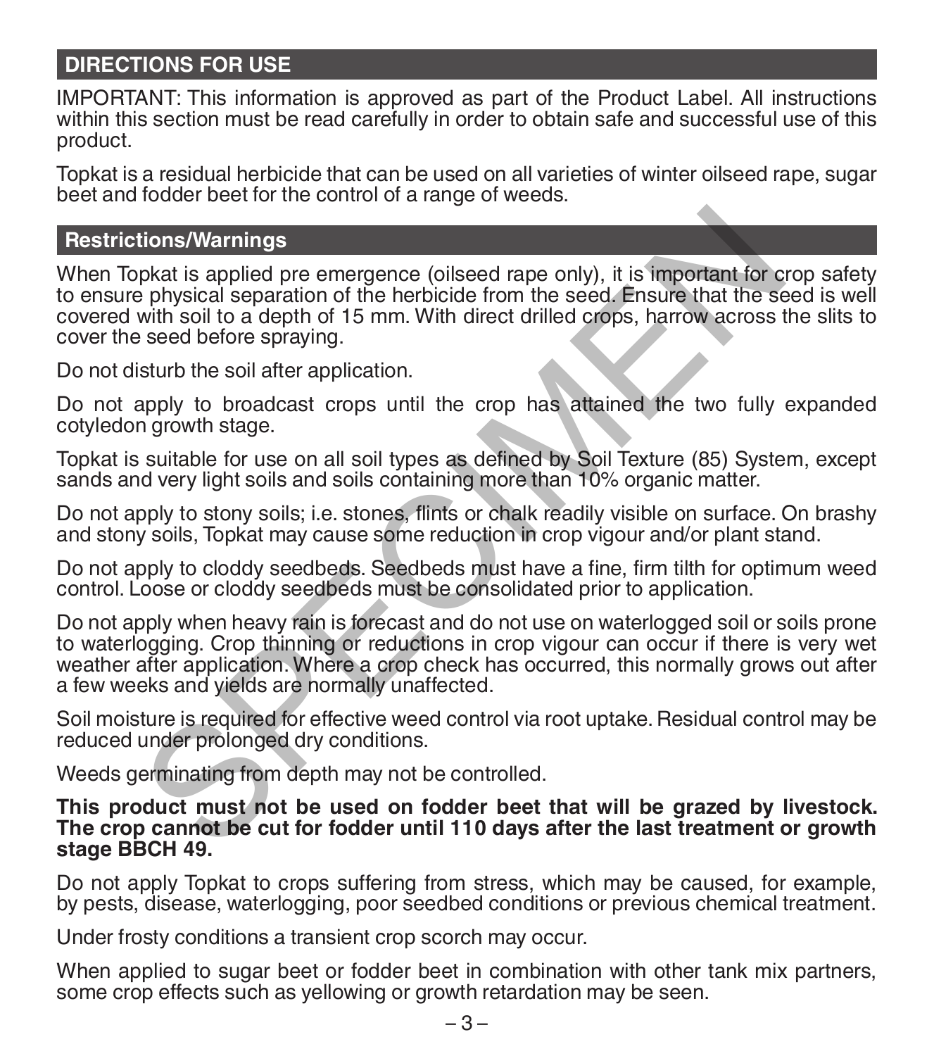## DIRECTIONS FOR USE

IMPORTANT: This information is approved as part of the Product Label. All instructions within this section must be read carefully in order to obtain safe and successful use of this product.

Topkat is a residual herbicide that can be used on all varieties of winter oilseed rape, sugar beet and fodder beet for the control of a range of weeds.

### Restrictions/Warnings

When Topkat is applied pre emergence (oilseed rape only), it is important for crop safety to ensure physical separation of the herbicide from the seed. Ensure that the seed is well covered with soil to a depth of 15 mm. With direct drilled crops, harrow across the slits to cover the seed before spraying.

Do not disturb the soil after application.

Do not apply to broadcast crops until the crop has attained the two fully expanded cotyledon growth stage.

Topkat is suitable for use on all soil types as defined by Soil Texture (85) System, except sands and very light soils and soils containing more than 10% organic matter.

Do not apply to stony soils; i.e. stones, flints or chalk readily visible on surface. On brashy and stony soils, Topkat may cause some reduction in crop vigour and/or plant stand.

Do not apply to cloddy seedbeds. Seedbeds must have a fine, firm tilth for optimum weed control. Loose or cloddy seedbeds must be consolidated prior to application.

Do not apply when heavy rain is forecast and do not use on waterlogged soil or soils prone to waterlogging. Crop thinning or reductions in crop vigour can occur if there is very wet weather after application. Where a crop check has occurred, this normally grows out after a few weeks and yields are normally unaffected.

Soil moisture is required for effective weed control via root uptake. Residual control may be reduced under prolonged dry conditions.

Weeds germinating from depth may not be controlled.

**This product must not be used on fodder beet that will be grazed by livestock. The crop cannot be cut for fodder until 110 days after the last treatment or growth stage BBCH 49.**

Do not apply Topkat to crops suffering from stress, which may be caused, for example, by pests, disease, waterlogging, poor seedbed conditions or previous chemical treatment.

Under frosty conditions a transient crop scorch may occur.

When applied to sugar beet or fodder beet in combination with other tank mix partners, some crop effects such as yellowing or growth retardation may be seen.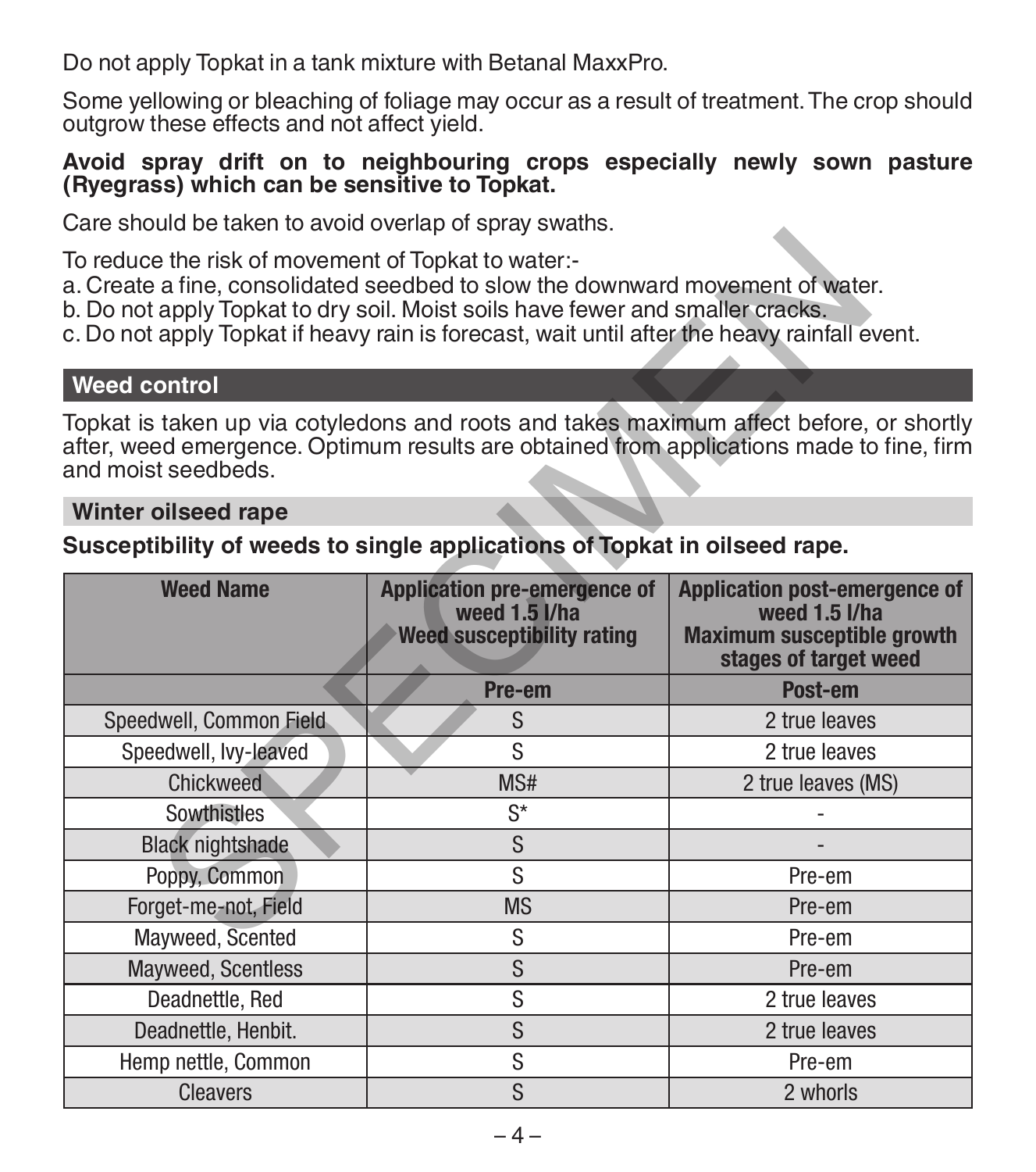Do not apply Topkat in a tank mixture with Betanal MaxxPro.

Some yellowing or bleaching of foliage may occur as a result of treatment. The crop should outgrow these effects and not affect yield.

**Avoid spray drift on to neighbouring crops especially newly sown pasture (Ryegrass) which can be sensitive to Topkat.**

Care should be taken to avoid overlap of spray swaths.

To reduce the risk of movement of Topkat to water:-
a. Create a fine, consolidated seedbed to slow the downward movement of water.
b. Do not apply Topkat to dry soil. Moist soils have fewer and smaller cracks.
c. Do not apply Topkat if heavy rain is forecast, wait until after the heavy rainfall event.

## Weed control

Topkat is taken up via cotyledons and roots and takes maximum affect before, or shortly after, weed emergence. Optimum results are obtained from applications made to fine, firm and moist seedbeds.

### Winter oilseed rape

**Susceptibility of weeds to single applications of Topkat in oilseed rape.**

| Weed Name | Application pre-emergence of weed 1.5 l/ha Weed susceptibility rating | Application post-emergence of weed 1.5 l/ha Maximum susceptible growth stages of target weed |
|---|---|---|
| | Pre-em | Post-em |
| Speedwell, Common Field | S | 2 true leaves |
| Speedwell, Ivy-leaved | S | 2 true leaves |
| Chickweed | MS# | 2 true leaves (MS) |
| Sowthistles | S* | - |
| Black nightshade | S | - |
| Poppy, Common | S | Pre-em |
| Forget-me-not, Field | MS | Pre-em |
| Mayweed, Scented | S | Pre-em |
| Mayweed, Scentless | S | Pre-em |
| Deadnettle, Red | S | 2 true leaves |
| Deadnettle, Henbit. | S | 2 true leaves |
| Hemp nettle, Common | S | Pre-em |
| Cleavers | S | 2 whorls |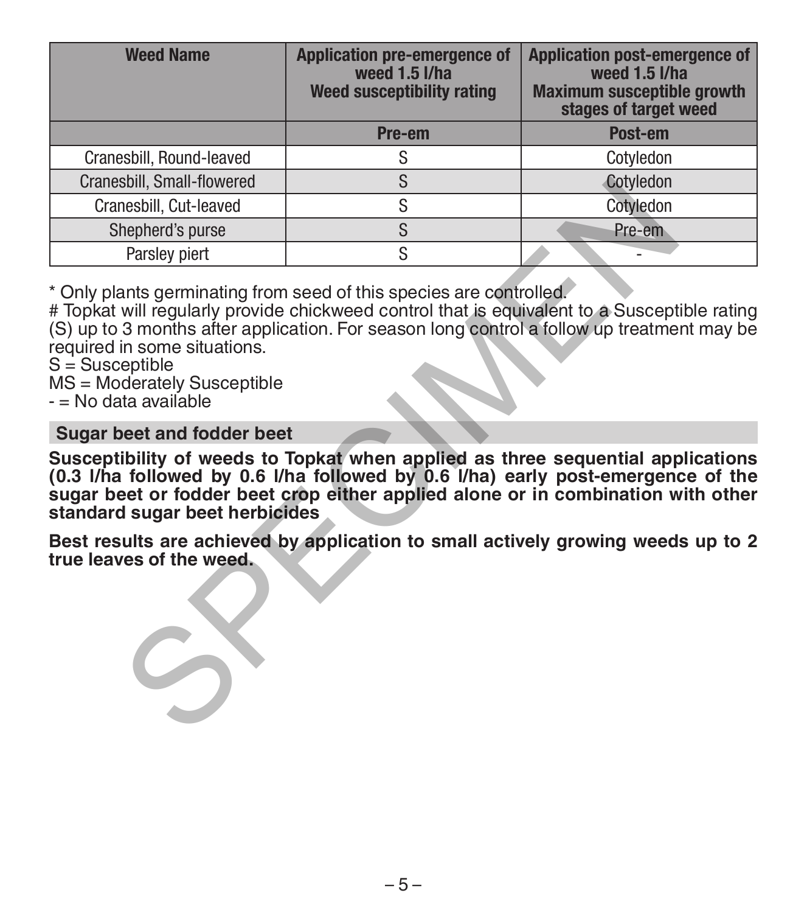| Weed Name | Application pre-emergence of weed 1.5 l/ha Weed susceptibility rating | Application post-emergence of weed 1.5 l/ha Maximum susceptible growth stages of target weed |
|---|---|---|
| | Pre-em | Post-em |
| Cranesbill, Round-leaved | S | Cotyledon |
| Cranesbill, Small-flowered | S | Cotyledon |
| Cranesbill, Cut-leaved | S | Cotyledon |
| Shepherd's purse | S | Pre-em |
| Parsley piert | S | - |

* Only plants germinating from seed of this species are controlled.
# Topkat will regularly provide chickweed control that is equivalent to a Susceptible rating (S) up to 3 months after application. For season long control a follow up treatment may be required in some situations.
S = Susceptible
MS = Moderately Susceptible
- = No data available

### Sugar beet and fodder beet

**Susceptibility of weeds to Topkat when applied as three sequential applications (0.3 l/ha followed by 0.6 l/ha followed by 0.6 l/ha) early post-emergence of the sugar beet or fodder beet crop either applied alone or in combination with other standard sugar beet herbicides**

**Best results are achieved by application to small actively growing weeds up to 2 true leaves of the weed.**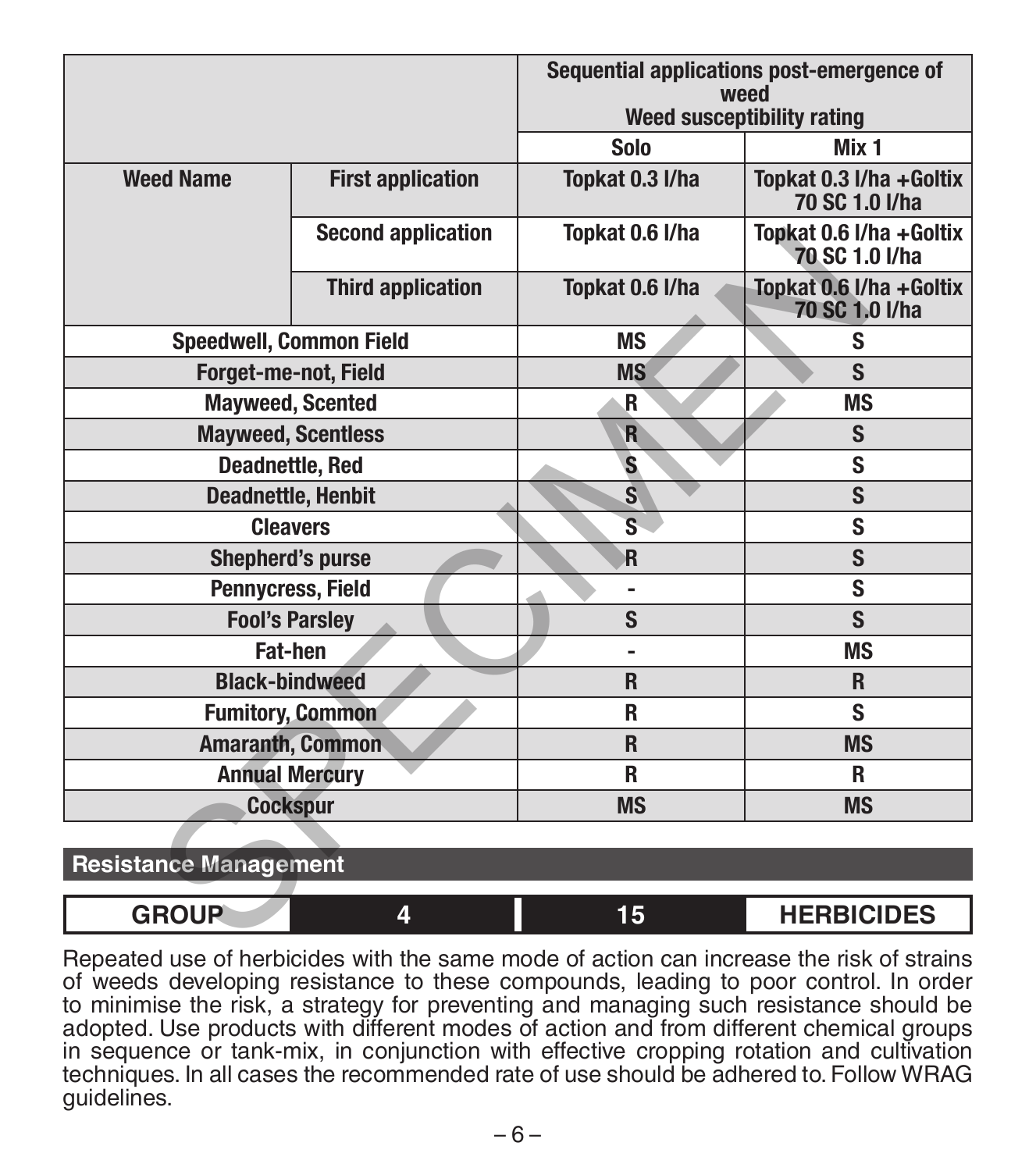| | | Sequential applications post-emergence of weed Weed susceptibility rating | |
|---|---|---|---|
| | | Solo | Mix 1 |
| Weed Name | First application | Topkat 0.3 l/ha | Topkat 0.3 l/ha +Goltix 70 SC 1.0 l/ha |
| | Second application | Topkat 0.6 l/ha | Topkat 0.6 l/ha +Goltix 70 SC 1.0 l/ha |
| | Third application | Topkat 0.6 l/ha | Topkat 0.6 l/ha +Goltix 70 SC 1.0 l/ha |
| Speedwell, Common Field | | MS | S |
| Forget-me-not, Field | | MS | S |
| Mayweed, Scented | | R | MS |
| Mayweed, Scentless | | R | S |
| Deadnettle, Red | | S | S |
| Deadnettle, Henbit | | S | S |
| Cleavers | | S | S |
| Shepherd's purse | | R | S |
| Pennycress, Field | | - | S |
| Fool's Parsley | | S | S |
| Fat-hen | | - | MS |
| Black-bindweed | | R | R |
| Fumitory, Common | | R | S |
| Amaranth, Common | | R | MS |
| Annual Mercury | | R | R |
| Cockspur | | MS | MS |

## Resistance Management

| GROUP | 4 | 15 | HERBICIDES |
|---|---|---|---|

Repeated use of herbicides with the same mode of action can increase the risk of strains of weeds developing resistance to these compounds, leading to poor control. In order to minimise the risk, a strategy for preventing and managing such resistance should be adopted. Use products with different modes of action and from different chemical groups in sequence or tank-mix, in conjunction with effective cropping rotation and cultivation techniques. In all cases the recommended rate of use should be adhered to. Follow WRAG guidelines.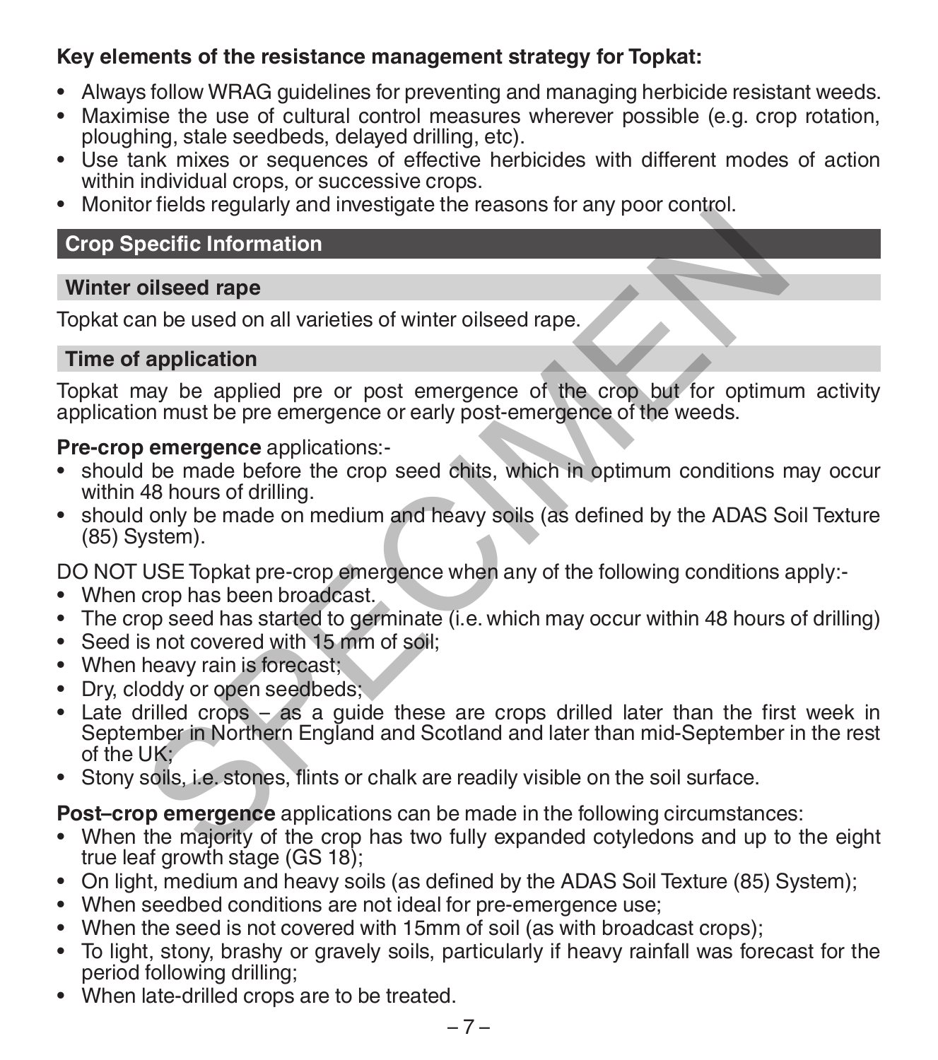**Key elements of the resistance management strategy for Topkat:**

- Always follow WRAG guidelines for preventing and managing herbicide resistant weeds.
- Maximise the use of cultural control measures wherever possible (e.g. crop rotation, ploughing, stale seedbeds, delayed drilling, etc).
- Use tank mixes or sequences of effective herbicides with different modes of action within individual crops, or successive crops.
- Monitor fields regularly and investigate the reasons for any poor control.

## Crop Specific Information

### Winter oilseed rape

Topkat can be used on all varieties of winter oilseed rape.

### Time of application

Topkat may be applied pre or post emergence of the crop but for optimum activity application must be pre emergence or early post-emergence of the weeds.

**Pre-crop emergence** applications:-

- should be made before the crop seed chits, which in optimum conditions may occur within 48 hours of drilling.
- should only be made on medium and heavy soils (as defined by the ADAS Soil Texture (85) System).

DO NOT USE Topkat pre-crop emergence when any of the following conditions apply:-

- When crop has been broadcast.
- The crop seed has started to germinate (i.e. which may occur within 48 hours of drilling)
- Seed is not covered with 15 mm of soil;
- When heavy rain is forecast;
- Dry, cloddy or open seedbeds;
- Late drilled crops – as a guide these are crops drilled later than the first week in September in Northern England and Scotland and later than mid-September in the rest of the UK;
- Stony soils, i.e. stones, flints or chalk are readily visible on the soil surface.

**Post–crop emergence** applications can be made in the following circumstances:

- When the majority of the crop has two fully expanded cotyledons and up to the eight true leaf growth stage (GS 18);
- On light, medium and heavy soils (as defined by the ADAS Soil Texture (85) System);
- When seedbed conditions are not ideal for pre-emergence use;
- When the seed is not covered with 15mm of soil (as with broadcast crops);
- To light, stony, brashy or gravely soils, particularly if heavy rainfall was forecast for the period following drilling;
- When late-drilled crops are to be treated.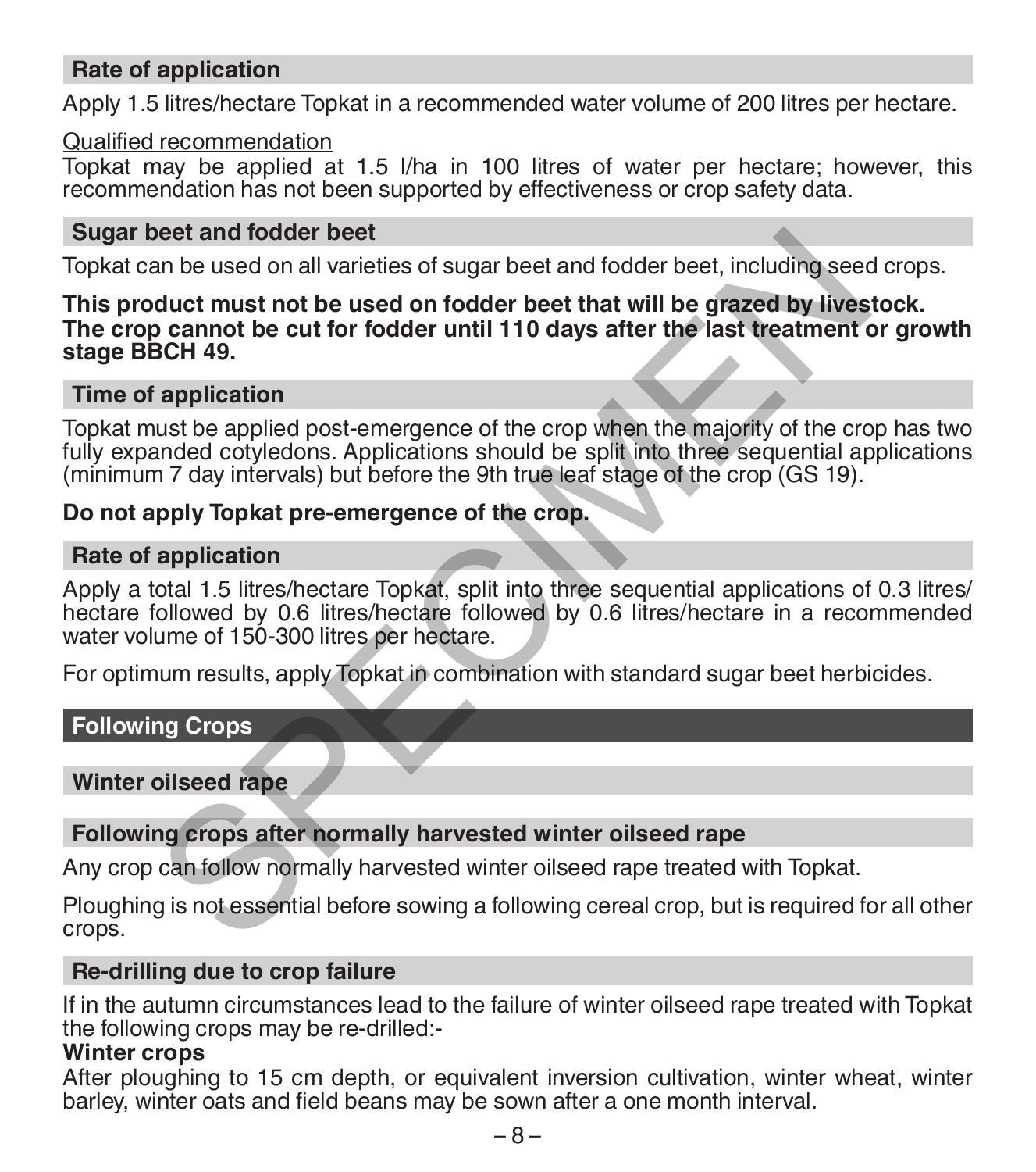## Rate of application

Apply 1.5 litres/hectare Topkat in a recommended water volume of 200 litres per hectare.

Qualified recommendation
Topkat may be applied at 1.5 l/ha in 100 litres of water per hectare; however, this recommendation has not been supported by effectiveness or crop safety data.

## Sugar beet and fodder beet

Topkat can be used on all varieties of sugar beet and fodder beet, including seed crops.

**This product must not be used on fodder beet that will be grazed by livestock. The crop cannot be cut for fodder until 110 days after the last treatment or growth stage BBCH 49.**

## Time of application

Topkat must be applied post-emergence of the crop when the majority of the crop has two fully expanded cotyledons. Applications should be split into three sequential applications (minimum 7 day intervals) but before the 9th true leaf stage of the crop (GS 19).

**Do not apply Topkat pre-emergence of the crop.**

## Rate of application

Apply a total 1.5 litres/hectare Topkat, split into three sequential applications of 0.3 litres/hectare followed by 0.6 litres/hectare followed by 0.6 litres/hectare in a recommended water volume of 150-300 litres per hectare.

For optimum results, apply Topkat in combination with standard sugar beet herbicides.

# Following Crops

## Winter oilseed rape

## Following crops after normally harvested winter oilseed rape

Any crop can follow normally harvested winter oilseed rape treated with Topkat.

Ploughing is not essential before sowing a following cereal crop, but is required for all other crops.

## Re-drilling due to crop failure

If in the autumn circumstances lead to the failure of winter oilseed rape treated with Topkat the following crops may be re-drilled:-

**Winter crops**

After ploughing to 15 cm depth, or equivalent inversion cultivation, winter wheat, winter barley, winter oats and field beans may be sown after a one month interval.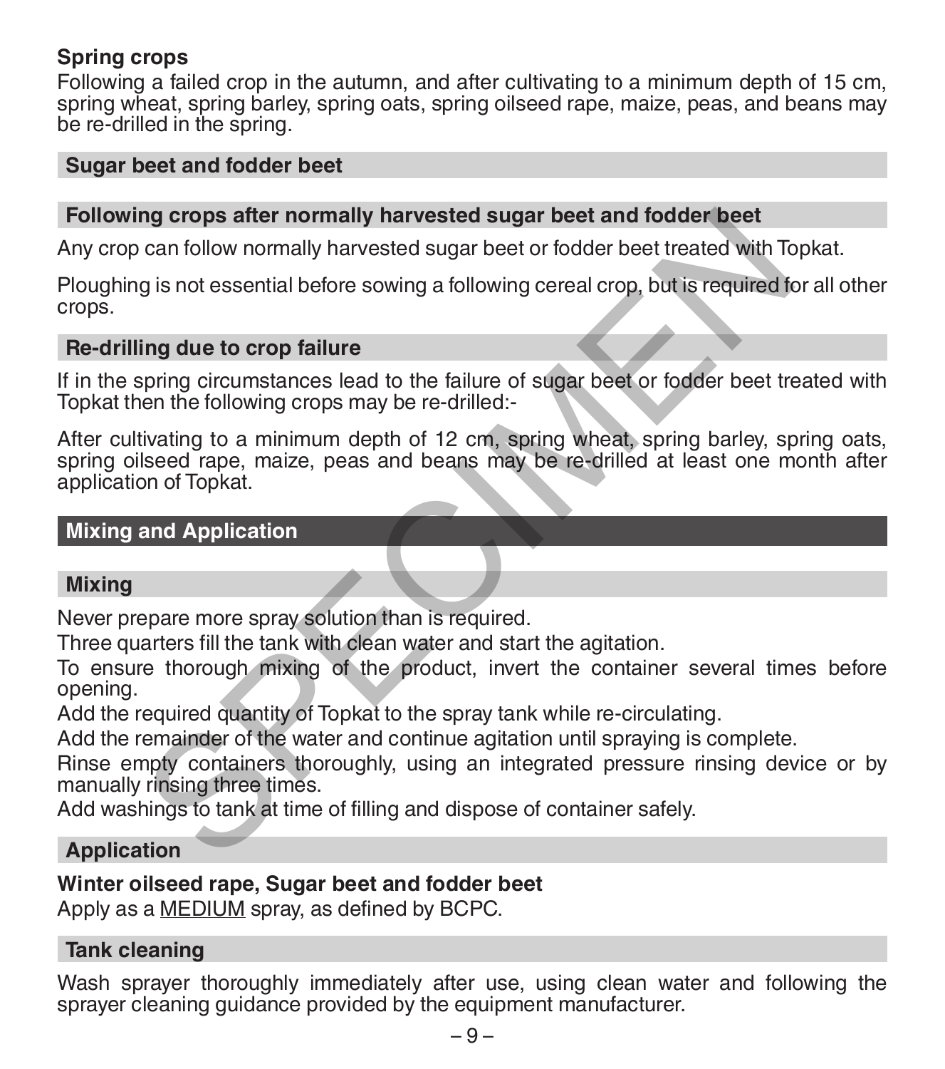**Spring crops**
Following a failed crop in the autumn, and after cultivating to a minimum depth of 15 cm, spring wheat, spring barley, spring oats, spring oilseed rape, maize, peas, and beans may be re-drilled in the spring.

### Sugar beet and fodder beet

### Following crops after normally harvested sugar beet and fodder beet

Any crop can follow normally harvested sugar beet or fodder beet treated with Topkat.

Ploughing is not essential before sowing a following cereal crop, but is required for all other crops.

### Re-drilling due to crop failure

If in the spring circumstances lead to the failure of sugar beet or fodder beet treated with Topkat then the following crops may be re-drilled:-

After cultivating to a minimum depth of 12 cm, spring wheat, spring barley, spring oats, spring oilseed rape, maize, peas and beans may be re-drilled at least one month after application of Topkat.

## Mixing and Application

### Mixing

Never prepare more spray solution than is required.
Three quarters fill the tank with clean water and start the agitation.
To ensure thorough mixing of the product, invert the container several times before opening.
Add the required quantity of Topkat to the spray tank while re-circulating.
Add the remainder of the water and continue agitation until spraying is complete.
Rinse empty containers thoroughly, using an integrated pressure rinsing device or by manually rinsing three times.
Add washings to tank at time of filling and dispose of container safely.

### Application

**Winter oilseed rape, Sugar beet and fodder beet**
Apply as a MEDIUM spray, as defined by BCPC.

### Tank cleaning

Wash sprayer thoroughly immediately after use, using clean water and following the sprayer cleaning guidance provided by the equipment manufacturer.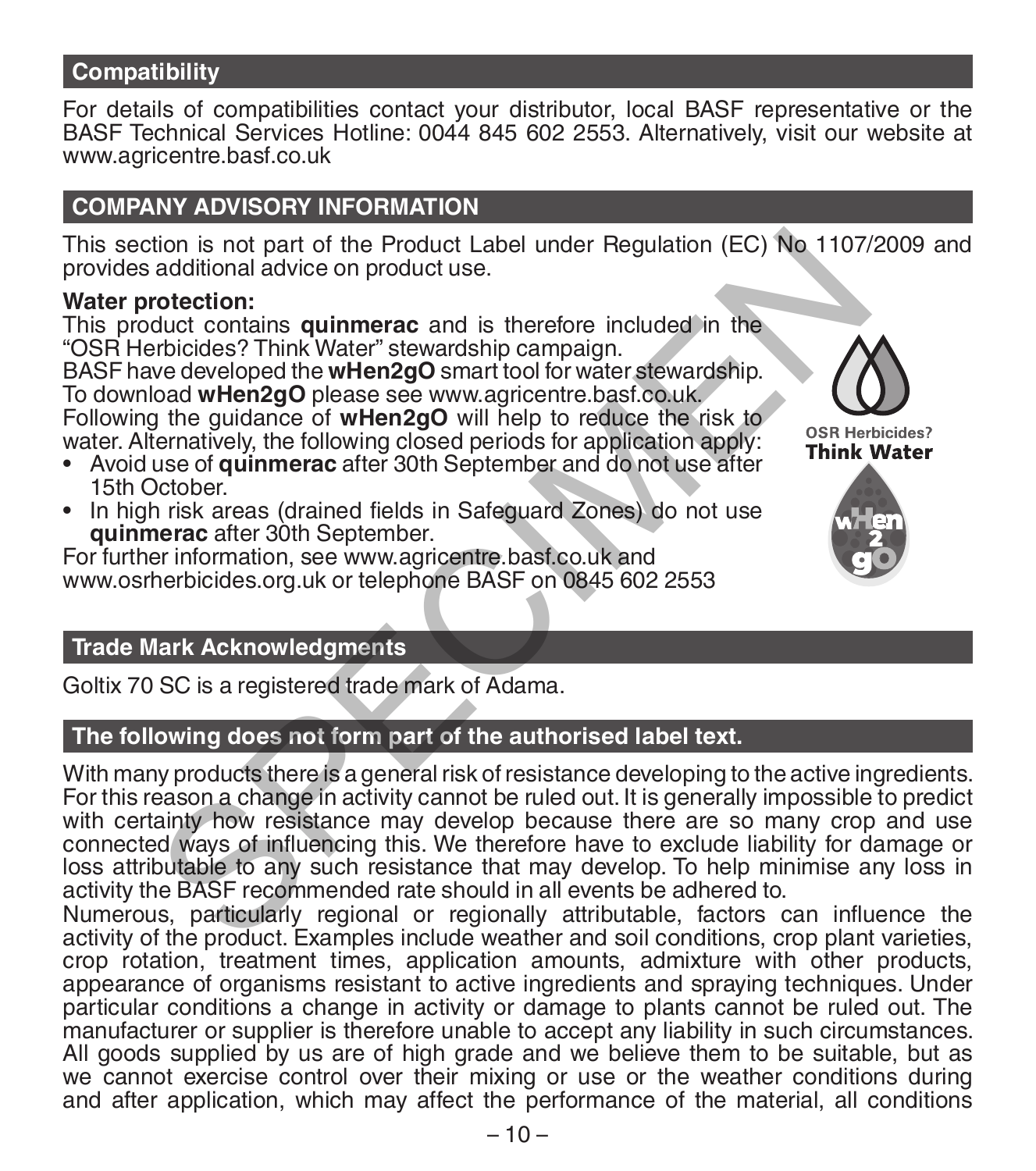## Compatibility

For details of compatibilities contact your distributor, local BASF representative or the BASF Technical Services Hotline: 0044 845 602 2553. Alternatively, visit our website at www.agricentre.basf.co.uk

## COMPANY ADVISORY INFORMATION

This section is not part of the Product Label under Regulation (EC) No 1107/2009 and provides additional advice on product use.

**Water protection:**
This product contains **quinmerac** and is therefore included in the "OSR Herbicides? Think Water" stewardship campaign.
BASF have developed the **wHen2gO** smart tool for water stewardship.
To download **wHen2gO** please see www.agricentre.basf.co.uk.
Following the guidance of **wHen2gO** will help to reduce the risk to water. Alternatively, the following closed periods for application apply:

- Avoid use of **quinmerac** after 30th September and do not use after 15th October.
- In high risk areas (drained fields in Safeguard Zones) do not use **quinmerac** after 30th September.

For further information, see www.agricentre.basf.co.uk and www.osrherbicides.org.uk or telephone BASF on 0845 602 2553

OSR Herbicides? Think Water

## Trade Mark Acknowledgments

Goltix 70 SC is a registered trade mark of Adama.

## The following does not form part of the authorised label text.

With many products there is a general risk of resistance developing to the active ingredients. For this reason a change in activity cannot be ruled out. It is generally impossible to predict with certainty how resistance may develop because there are so many crop and use connected ways of influencing this. We therefore have to exclude liability for damage or loss attributable to any such resistance that may develop. To help minimise any loss in activity the BASF recommended rate should in all events be adhered to.
Numerous, particularly regional or regionally attributable, factors can influence the activity of the product. Examples include weather and soil conditions, crop plant varieties, crop rotation, treatment times, application amounts, admixture with other products, appearance of organisms resistant to active ingredients and spraying techniques. Under particular conditions a change in activity or damage to plants cannot be ruled out. The manufacturer or supplier is therefore unable to accept any liability in such circumstances. All goods supplied by us are of high grade and we believe them to be suitable, but as we cannot exercise control over their mixing or use or the weather conditions during and after application, which may affect the performance of the material, all conditions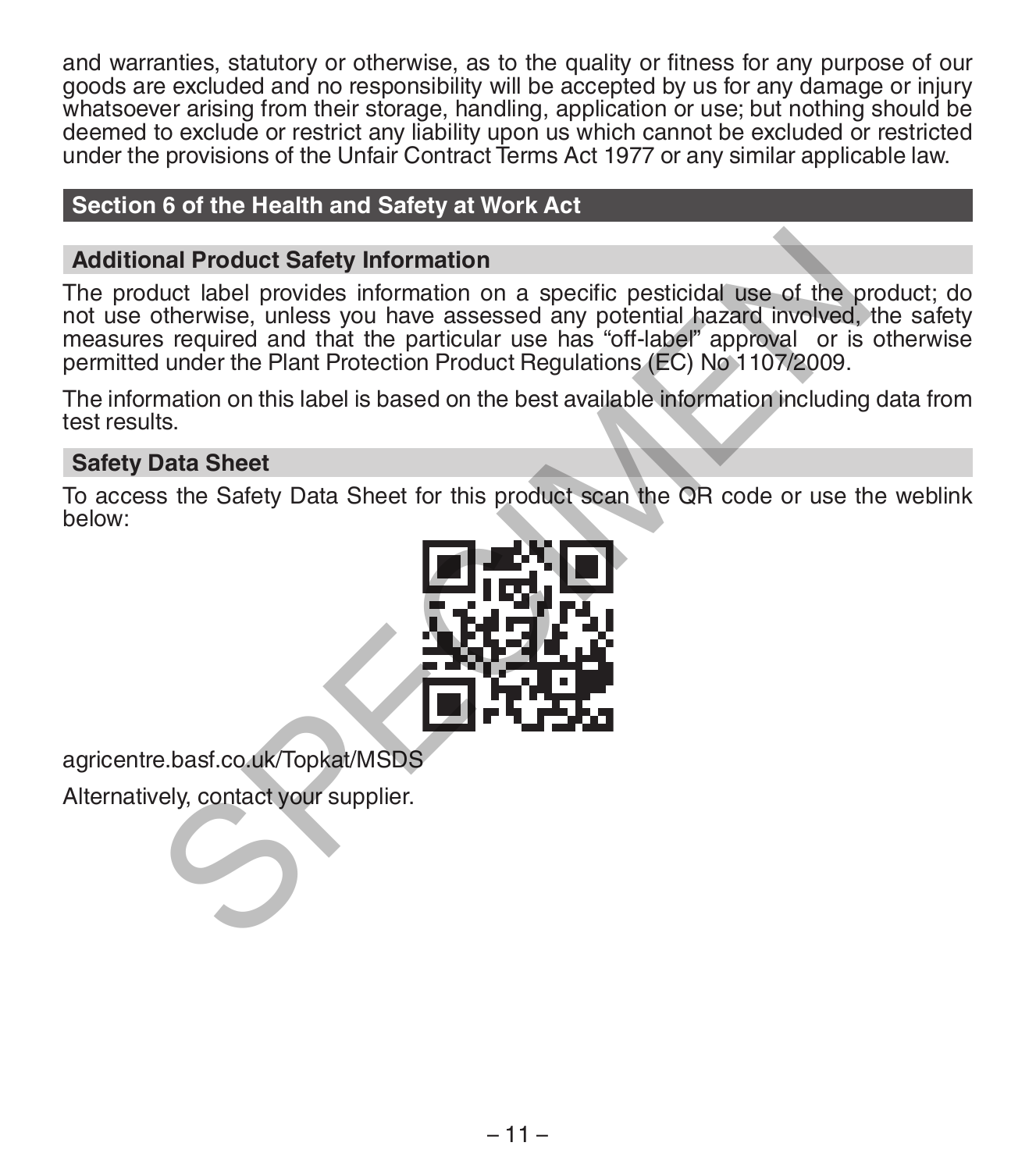and warranties, statutory or otherwise, as to the quality or fitness for any purpose of our goods are excluded and no responsibility will be accepted by us for any damage or injury whatsoever arising from their storage, handling, application or use; but nothing should be deemed to exclude or restrict any liability upon us which cannot be excluded or restricted under the provisions of the Unfair Contract Terms Act 1977 or any similar applicable law.

## Section 6 of the Health and Safety at Work Act

### Additional Product Safety Information

The product label provides information on a specific pesticidal use of the product; do not use otherwise, unless you have assessed any potential hazard involved, the safety measures required and that the particular use has "off-label" approval or is otherwise permitted under the Plant Protection Product Regulations (EC) No 1107/2009.

The information on this label is based on the best available information including data from test results.

### Safety Data Sheet

To access the Safety Data Sheet for this product scan the QR code or use the weblink below:

agricentre.basf.co.uk/Topkat/MSDS

Alternatively, contact your supplier.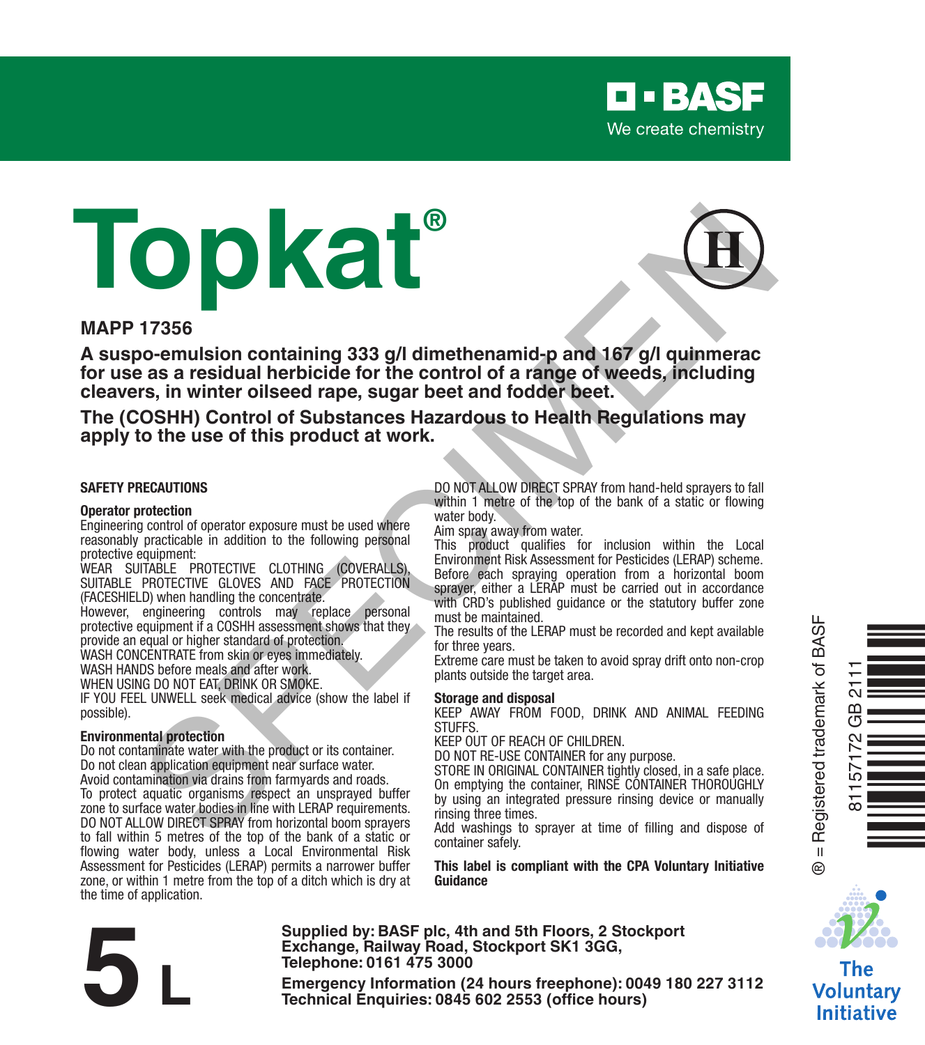BASF
We create chemistry

# Topkat®

H

**MAPP 17356**

**A suspo-emulsion containing 333 g/l dimethenamid-p and 167 g/l quinmerac for use as a residual herbicide for the control of a range of weeds, including cleavers, in winter oilseed rape, sugar beet and fodder beet.**

**The (COSHH) Control of Substances Hazardous to Health Regulations may apply to the use of this product at work.**

SPECIMEN

### SAFETY PRECAUTIONS

**Operator protection**

Engineering control of operator exposure must be used where reasonably practicable in addition to the following personal protective equipment:

WEAR SUITABLE PROTECTIVE CLOTHING (COVERALLS), SUITABLE PROTECTIVE GLOVES AND FACE PROTECTION (FACESHIELD) when handling the concentrate.

However, engineering controls may replace personal protective equipment if a COSHH assessment shows that they provide an equal or higher standard of protection.

WASH CONCENTRATE from skin or eyes immediately.

WASH HANDS before meals and after work.

WHEN USING DO NOT EAT, DRINK OR SMOKE.

IF YOU FEEL UNWELL seek medical advice (show the label if possible).

**Environmental protection**

Do not contaminate water with the product or its container.

Do not clean application equipment near surface water.

Avoid contamination via drains from farmyards and roads.

To protect aquatic organisms respect an unsprayed buffer zone to surface water bodies in line with LERAP requirements.

DO NOT ALLOW DIRECT SPRAY from horizontal boom sprayers to fall within 5 metres of the top of the bank of a static or flowing water body, unless a Local Environmental Risk Assessment for Pesticides (LERAP) permits a narrower buffer zone, or within 1 metre from the top of a ditch which is dry at the time of application.

DO NOT ALLOW DIRECT SPRAY from hand-held sprayers to fall within 1 metre of the top of the bank of a static or flowing water body.

Aim spray away from water.

This product qualifies for inclusion within the Local Environment Risk Assessment for Pesticides (LERAP) scheme. Before each spraying operation from a horizontal boom sprayer, either a LERAP must be carried out in accordance with CRD's published guidance or the statutory buffer zone must be maintained.

The results of the LERAP must be recorded and kept available for three years.

Extreme care must be taken to avoid spray drift onto non-crop plants outside the target area.

**Storage and disposal**

KEEP AWAY FROM FOOD, DRINK AND ANIMAL FEEDING STUFFS.

KEEP OUT OF REACH OF CHILDREN.

DO NOT RE-USE CONTAINER for any purpose.

STORE IN ORIGINAL CONTAINER tightly closed, in a safe place.

On emptying the container, RINSE CONTAINER THOROUGHLY by using an integrated pressure rinsing device or manually rinsing three times.

Add washings to sprayer at time of filling and dispose of container safely.

**This label is compliant with the CPA Voluntary Initiative Guidance**

® = Registered trademark of BASF

81157172 GB 2111

**5 L**

**Supplied by: BASF plc, 4th and 5th Floors, 2 Stockport Exchange, Railway Road, Stockport SK1 3GG, Telephone: 0161 475 3000**

**Emergency Information (24 hours freephone): 0049 180 227 3112**
**Technical Enquiries: 0845 602 2553 (office hours)**

The Voluntary Initiative